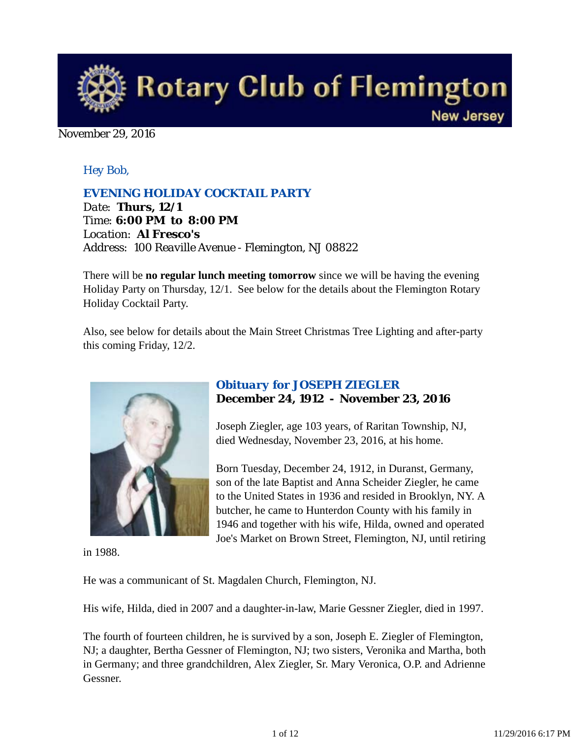# Rotary Club of Flemington
New Jersey

November 29, 2016

*Hey Bob,*

## EVENING HOLIDAY COCKTAIL PARTY

Date: **Thurs, 12/1**
Time: **6:00 PM to 8:00 PM**
Location: **Al Fresco's**
Address: 100 Reaville Avenue - Flemington, NJ 08822

There will be **no regular lunch meeting tomorrow** since we will be having the evening Holiday Party on Thursday, 12/1. See below for the details about the Flemington Rotary Holiday Cocktail Party.

Also, see below for details about the Main Street Christmas Tree Lighting and after-party this coming Friday, 12/2.

## Obituary for JOSEPH ZIEGLER

**December 24, 1912 - November 23, 2016**

Joseph Ziegler, age 103 years, of Raritan Township, NJ, died Wednesday, November 23, 2016, at his home.

Born Tuesday, December 24, 1912, in Duranst, Germany, son of the late Baptist and Anna Scheider Ziegler, he came to the United States in 1936 and resided in Brooklyn, NY. A butcher, he came to Hunterdon County with his family in 1946 and together with his wife, Hilda, owned and operated Joe's Market on Brown Street, Flemington, NJ, until retiring in 1988.

He was a communicant of St. Magdalen Church, Flemington, NJ.

His wife, Hilda, died in 2007 and a daughter-in-law, Marie Gessner Ziegler, died in 1997.

The fourth of fourteen children, he is survived by a son, Joseph E. Ziegler of Flemington, NJ; a daughter, Bertha Gessner of Flemington, NJ; two sisters, Veronika and Martha, both in Germany; and three grandchildren, Alex Ziegler, Sr. Mary Veronica, O.P. and Adrienne Gessner.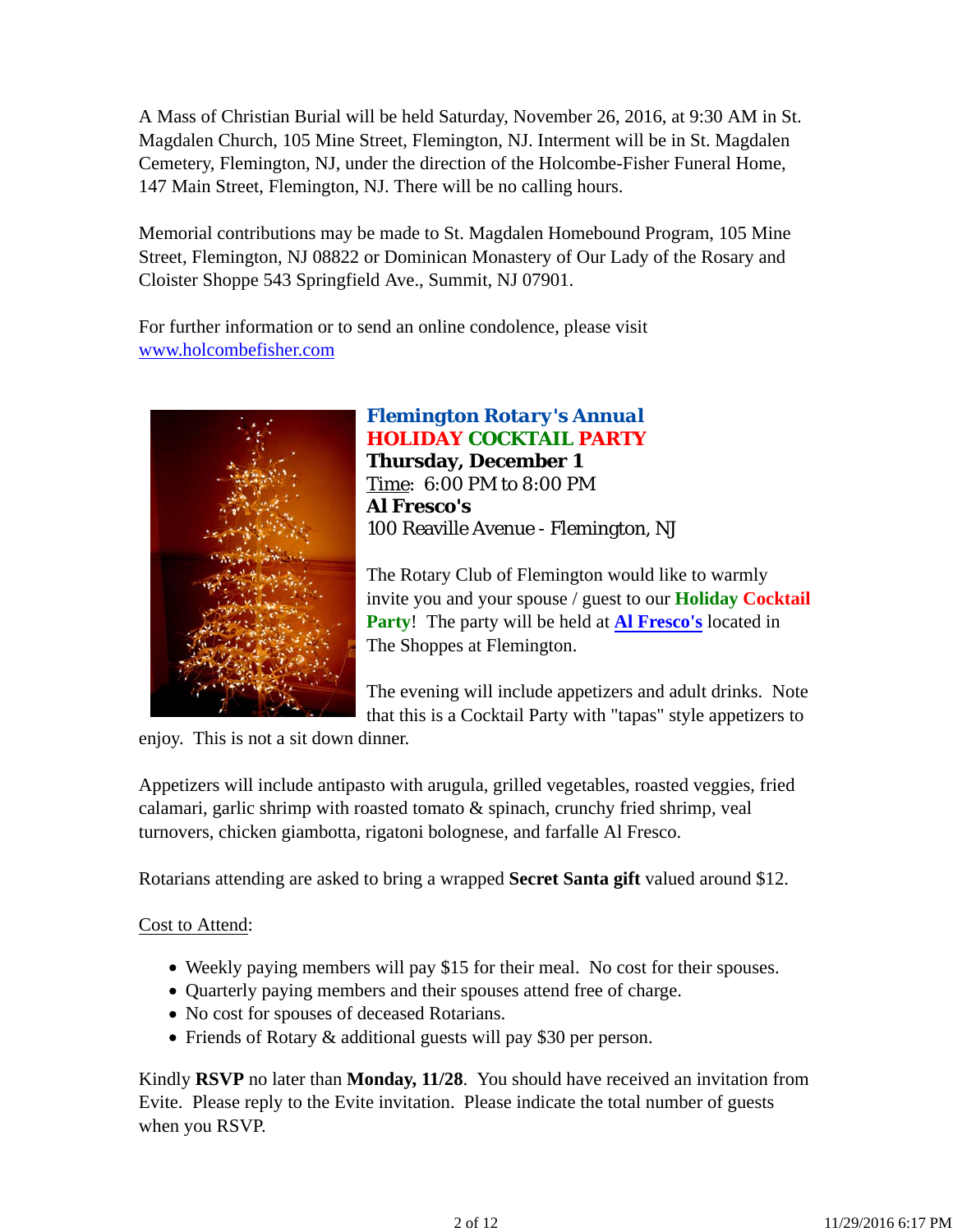A Mass of Christian Burial will be held Saturday, November 26, 2016, at 9:30 AM in St. Magdalen Church, 105 Mine Street, Flemington, NJ. Interment will be in St. Magdalen Cemetery, Flemington, NJ, under the direction of the Holcombe-Fisher Funeral Home, 147 Main Street, Flemington, NJ. There will be no calling hours.

Memorial contributions may be made to St. Magdalen Homebound Program, 105 Mine Street, Flemington, NJ 08822 or Dominican Monastery of Our Lady of the Rosary and Cloister Shoppe 543 Springfield Ave., Summit, NJ 07901.

For further information or to send an online condolence, please visit www.holcombefisher.com

**Flemington Rotary's Annual**
**HOLIDAY COCKTAIL PARTY**
**Thursday, December 1**
Time: 6:00 PM to 8:00 PM
**Al Fresco's**
100 Reaville Avenue - Flemington, NJ

The Rotary Club of Flemington would like to warmly invite you and your spouse / guest to our **Holiday Cocktail Party**! The party will be held at **Al Fresco's** located in The Shoppes at Flemington.

The evening will include appetizers and adult drinks. Note that this is a Cocktail Party with "tapas" style appetizers to enjoy. This is not a sit down dinner.

Appetizers will include antipasto with arugula, grilled vegetables, roasted veggies, fried calamari, garlic shrimp with roasted tomato & spinach, crunchy fried shrimp, veal turnovers, chicken giambotta, rigatoni bolognese, and farfalle Al Fresco.

Rotarians attending are asked to bring a wrapped **Secret Santa gift** valued around $12.

Cost to Attend:

- Weekly paying members will pay $15 for their meal. No cost for their spouses.
- Quarterly paying members and their spouses attend free of charge.
- No cost for spouses of deceased Rotarians.
- Friends of Rotary & additional guests will pay $30 per person.

Kindly **RSVP** no later than **Monday, 11/28**. You should have received an invitation from Evite. Please reply to the Evite invitation. Please indicate the total number of guests when you RSVP.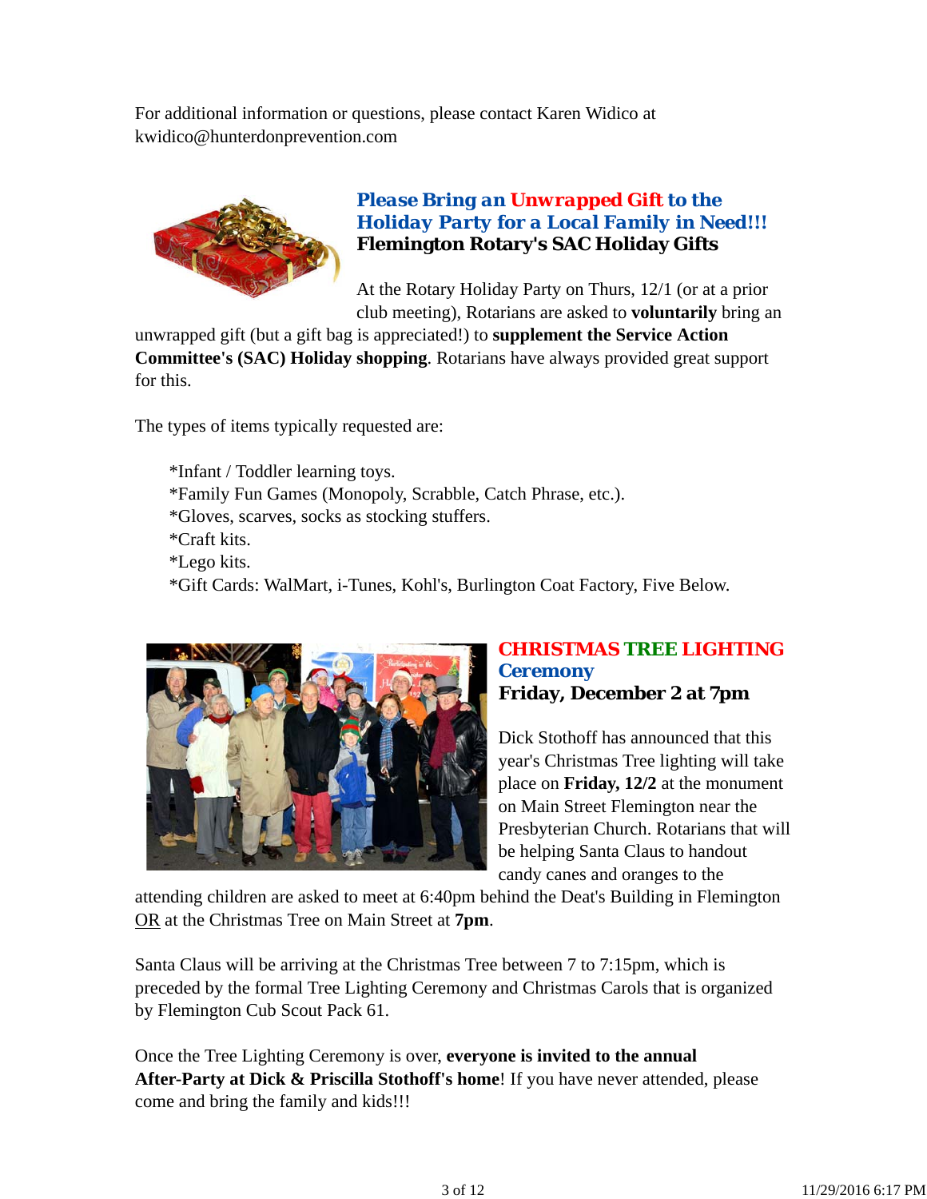For additional information or questions, please contact Karen Widico at kwidico@hunterdonprevention.com

### Please Bring an Unwrapped Gift to the Holiday Party for a Local Family in Need!!!

**Flemington Rotary's SAC Holiday Gifts**

At the Rotary Holiday Party on Thurs, 12/1 (or at a prior club meeting), Rotarians are asked to **voluntarily** bring an unwrapped gift (but a gift bag is appreciated!) to **supplement the Service Action Committee's (SAC) Holiday shopping**. Rotarians have always provided great support for this.

The types of items typically requested are:

*Infant / Toddler learning toys.
*Family Fun Games (Monopoly, Scrabble, Catch Phrase, etc.).
*Gloves, scarves, socks as stocking stuffers.
*Craft kits.
*Lego kits.
*Gift Cards: WalMart, i-Tunes, Kohl's, Burlington Coat Factory, Five Below.

### CHRISTMAS TREE LIGHTING Ceremony

**Friday, December 2 at 7pm**

Dick Stothoff has announced that this year's Christmas Tree lighting will take place on **Friday, 12/2** at the monument on Main Street Flemington near the Presbyterian Church. Rotarians that will be helping Santa Claus to handout candy canes and oranges to the attending children are asked to meet at 6:40pm behind the Deat's Building in Flemington OR at the Christmas Tree on Main Street at **7pm**.

Santa Claus will be arriving at the Christmas Tree between 7 to 7:15pm, which is preceded by the formal Tree Lighting Ceremony and Christmas Carols that is organized by Flemington Cub Scout Pack 61.

Once the Tree Lighting Ceremony is over, **everyone is invited to the annual After-Party at Dick & Priscilla Stothoff's home**! If you have never attended, please come and bring the family and kids!!!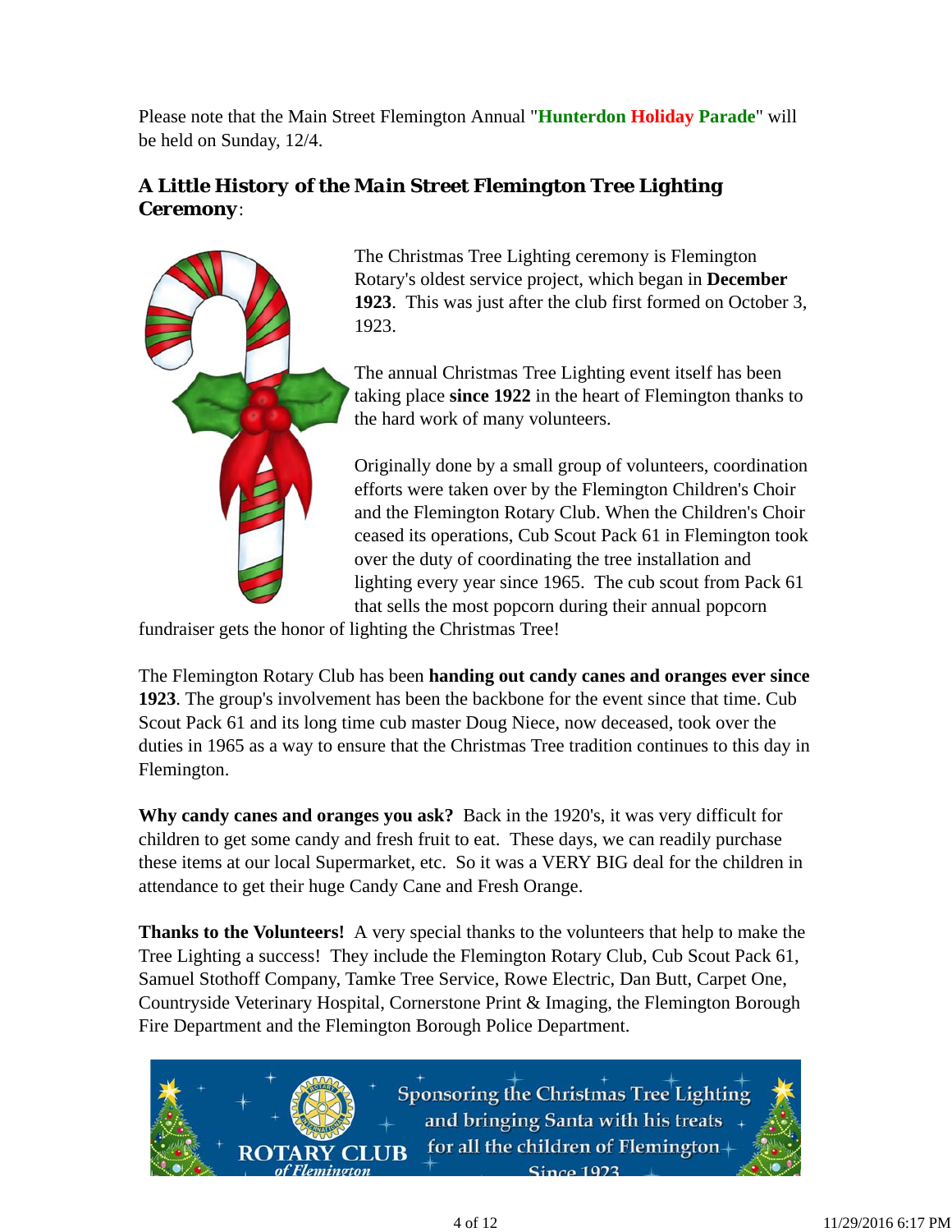Please note that the Main Street Flemington Annual "**Hunterdon Holiday Parade**" will be held on Sunday, 12/4.

### A Little History of the Main Street Flemington Tree Lighting Ceremony:

The Christmas Tree Lighting ceremony is Flemington Rotary's oldest service project, which began in **December 1923**. This was just after the club first formed on October 3, 1923.

The annual Christmas Tree Lighting event itself has been taking place **since 1922** in the heart of Flemington thanks to the hard work of many volunteers.

Originally done by a small group of volunteers, coordination efforts were taken over by the Flemington Children's Choir and the Flemington Rotary Club. When the Children's Choir ceased its operations, Cub Scout Pack 61 in Flemington took over the duty of coordinating the tree installation and lighting every year since 1965. The cub scout from Pack 61 that sells the most popcorn during their annual popcorn fundraiser gets the honor of lighting the Christmas Tree!

The Flemington Rotary Club has been **handing out candy canes and oranges ever since 1923**. The group's involvement has been the backbone for the event since that time. Cub Scout Pack 61 and its long time cub master Doug Niece, now deceased, took over the duties in 1965 as a way to ensure that the Christmas Tree tradition continues to this day in Flemington.

**Why candy canes and oranges you ask?** Back in the 1920's, it was very difficult for children to get some candy and fresh fruit to eat. These days, we can readily purchase these items at our local Supermarket, etc. So it was a VERY BIG deal for the children in attendance to get their huge Candy Cane and Fresh Orange.

**Thanks to the Volunteers!** A very special thanks to the volunteers that help to make the Tree Lighting a success! They include the Flemington Rotary Club, Cub Scout Pack 61, Samuel Stothoff Company, Tamke Tree Service, Rowe Electric, Dan Butt, Carpet One, Countryside Veterinary Hospital, Cornerstone Print & Imaging, the Flemington Borough Fire Department and the Flemington Borough Police Department.

ROTARY CLUB of Flemington — Sponsoring the Christmas Tree Lighting and bringing Santa with his treats for all the children of Flemington Since 1923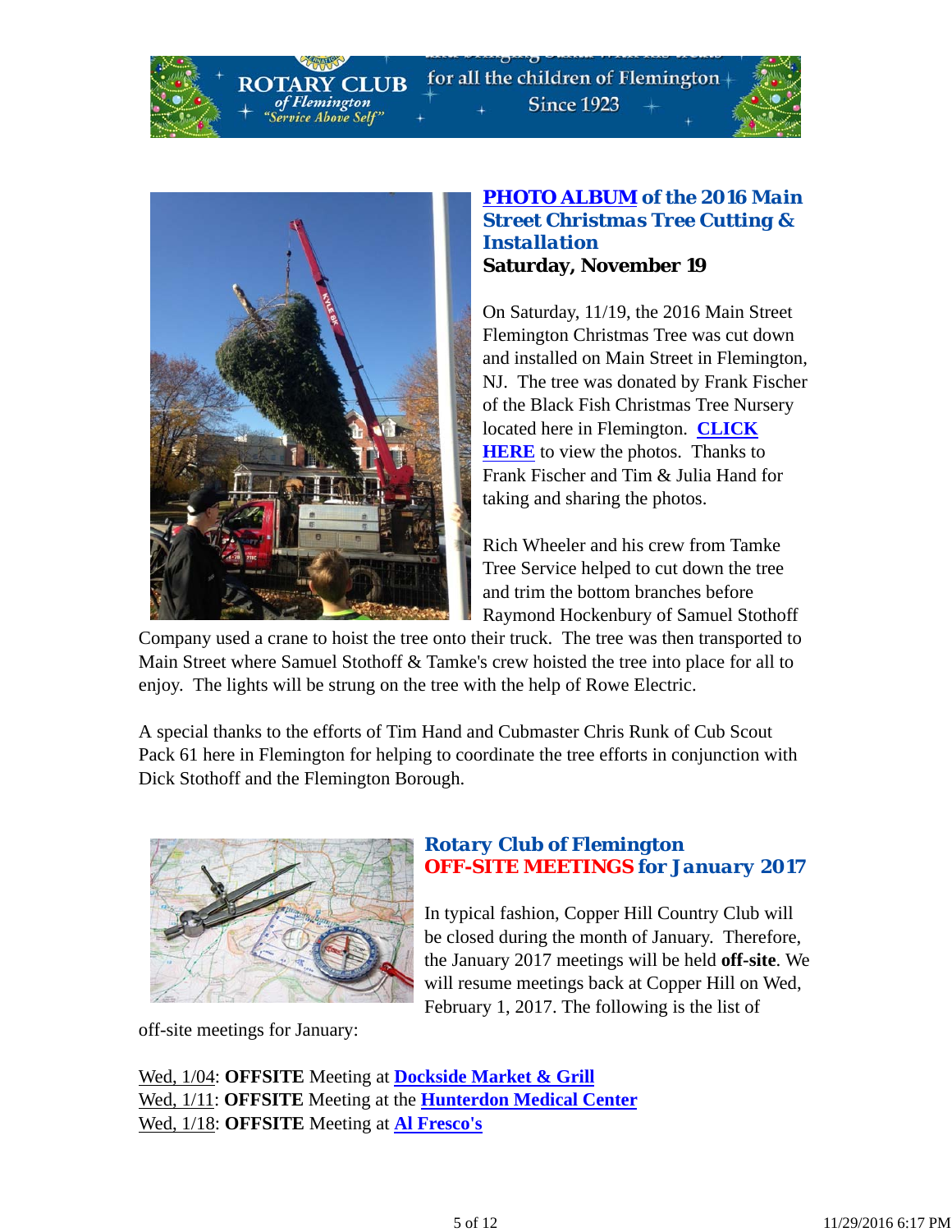ROTARY CLUB of Flemington "Service Above Self" for all the children of Flemington Since 1923

## PHOTO ALBUM of the 2016 Main Street Christmas Tree Cutting & Installation

**Saturday, November 19**

On Saturday, 11/19, the 2016 Main Street Flemington Christmas Tree was cut down and installed on Main Street in Flemington, NJ. The tree was donated by Frank Fischer of the Black Fish Christmas Tree Nursery located here in Flemington. **CLICK HERE** to view the photos. Thanks to Frank Fischer and Tim & Julia Hand for taking and sharing the photos.

Rich Wheeler and his crew from Tamke Tree Service helped to cut down the tree and trim the bottom branches before Raymond Hockenbury of Samuel Stothoff Company used a crane to hoist the tree onto their truck. The tree was then transported to Main Street where Samuel Stothoff & Tamke's crew hoisted the tree into place for all to enjoy. The lights will be strung on the tree with the help of Rowe Electric.

A special thanks to the efforts of Tim Hand and Cubmaster Chris Runk of Cub Scout Pack 61 here in Flemington for helping to coordinate the tree efforts in conjunction with Dick Stothoff and the Flemington Borough.

## Rotary Club of Flemington OFF-SITE MEETINGS for January 2017

In typical fashion, Copper Hill Country Club will be closed during the month of January. Therefore, the January 2017 meetings will be held **off-site**. We will resume meetings back at Copper Hill on Wed, February 1, 2017. The following is the list of off-site meetings for January:

Wed, 1/04: **OFFSITE** Meeting at **Dockside Market & Grill**
Wed, 1/11: **OFFSITE** Meeting at the **Hunterdon Medical Center**
Wed, 1/18: **OFFSITE** Meeting at **Al Fresco's**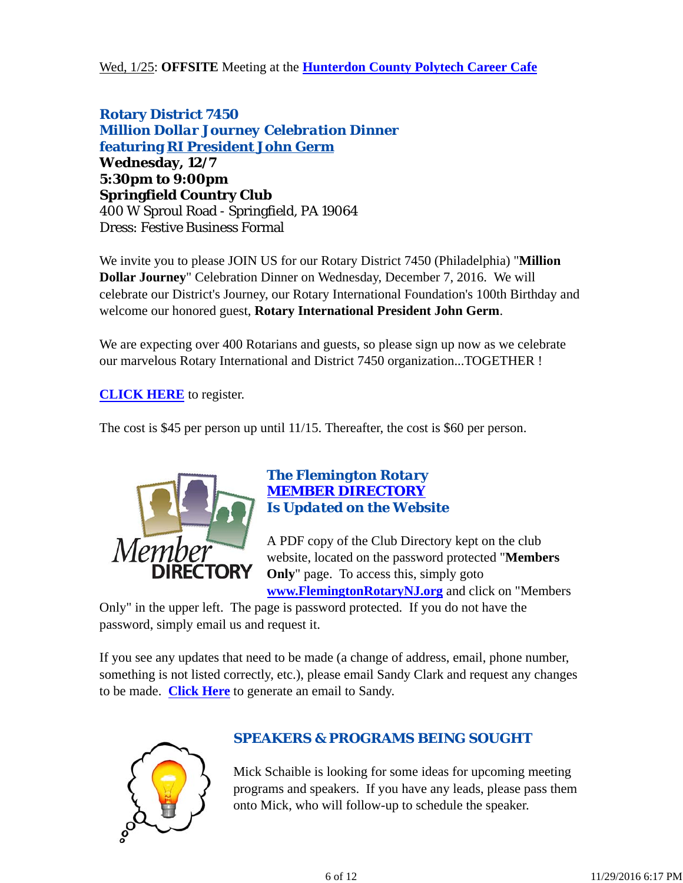Wed, 1/25: **OFFSITE** Meeting at the **Hunterdon County Polytech Career Cafe**

### *Rotary District 7450*
### *Million Dollar Journey Celebration Dinner*
### *featuring RI President John Germ*

**Wednesday, 12/7**
**5:30pm to 9:00pm**
**Springfield Country Club**
400 W Sproul Road - Springfield, PA 19064
Dress: Festive Business Formal

We invite you to please JOIN US for our Rotary District 7450 (Philadelphia) "**Million Dollar Journey**" Celebration Dinner on Wednesday, December 7, 2016. We will celebrate our District's Journey, our Rotary International Foundation's 100th Birthday and welcome our honored guest, **Rotary International President John Germ**.

We are expecting over 400 Rotarians and guests, so please sign up now as we celebrate our marvelous Rotary International and District 7450 organization...TOGETHER !

**CLICK HERE** to register.

The cost is $45 per person up until 11/15. Thereafter, the cost is $60 per person.

### *The Flemington Rotary MEMBER DIRECTORY Is Updated on the Website*

A PDF copy of the Club Directory kept on the club website, located on the password protected "**Members Only**" page. To access this, simply goto **www.FlemingtonRotaryNJ.org** and click on "Members Only" in the upper left. The page is password protected. If you do not have the password, simply email us and request it.

If you see any updates that need to be made (a change of address, email, phone number, something is not listed correctly, etc.), please email Sandy Clark and request any changes to be made. **Click Here** to generate an email to Sandy.

### SPEAKERS & PROGRAMS BEING SOUGHT

Mick Schaible is looking for some ideas for upcoming meeting programs and speakers. If you have any leads, please pass them onto Mick, who will follow-up to schedule the speaker.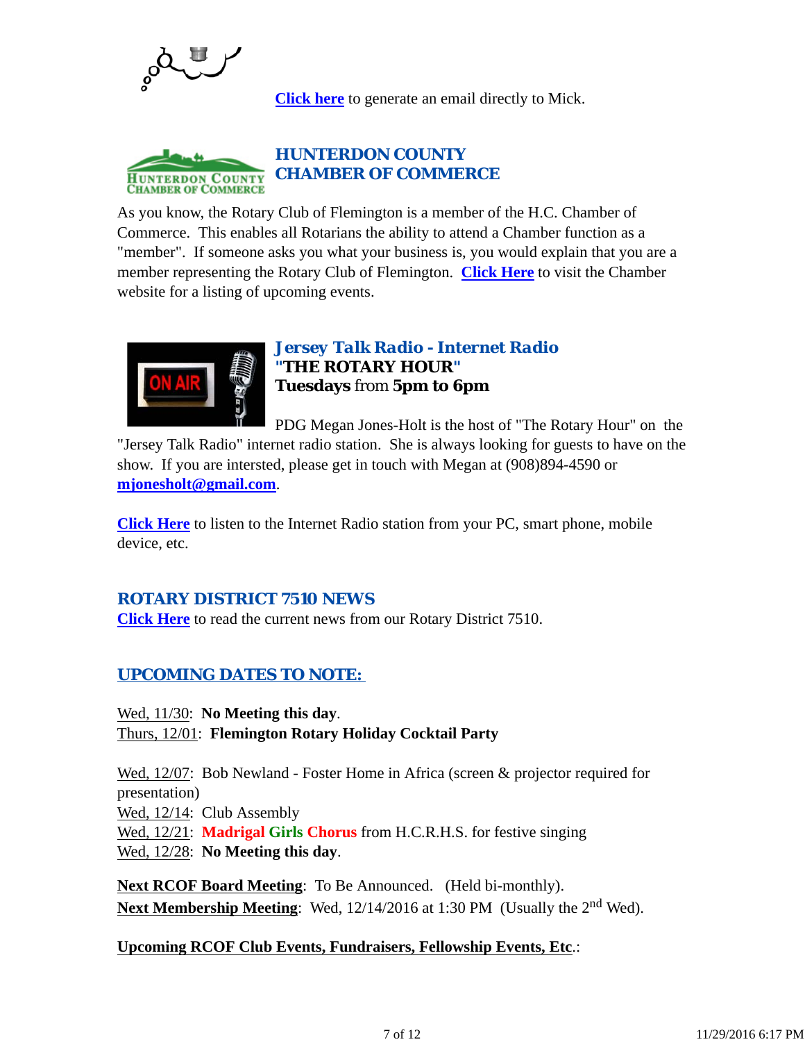**Click here** to generate an email directly to Mick.

## HUNTERDON COUNTY CHAMBER OF COMMERCE

As you know, the Rotary Club of Flemington is a member of the H.C. Chamber of Commerce. This enables all Rotarians the ability to attend a Chamber function as a "member". If someone asks you what your business is, you would explain that you are a member representing the Rotary Club of Flemington. **Click Here** to visit the Chamber website for a listing of upcoming events.

## *Jersey Talk Radio - Internet Radio*

**"THE ROTARY HOUR"**
**Tuesdays** from **5pm to 6pm**

PDG Megan Jones-Holt is the host of "The Rotary Hour" on the "Jersey Talk Radio" internet radio station. She is always looking for guests to have on the show. If you are intersted, please get in touch with Megan at (908)894-4590 or **mjonesholt@gmail.com**.

**Click Here** to listen to the Internet Radio station from your PC, smart phone, mobile device, etc.

## ROTARY DISTRICT 7510 NEWS

**Click Here** to read the current news from our Rotary District 7510.

## UPCOMING DATES TO NOTE:

Wed, 11/30: **No Meeting this day**.
Thurs, 12/01: **Flemington Rotary Holiday Cocktail Party**

Wed, 12/07: Bob Newland - Foster Home in Africa (screen & projector required for presentation)
Wed, 12/14: Club Assembly
Wed, 12/21: **Madrigal Girls Chorus** from H.C.R.H.S. for festive singing
Wed, 12/28: **No Meeting this day**.

**Next RCOF Board Meeting**: To Be Announced. (Held bi-monthly).
**Next Membership Meeting**: Wed, 12/14/2016 at 1:30 PM (Usually the 2nd Wed).

**Upcoming RCOF Club Events, Fundraisers, Fellowship Events, Etc**.: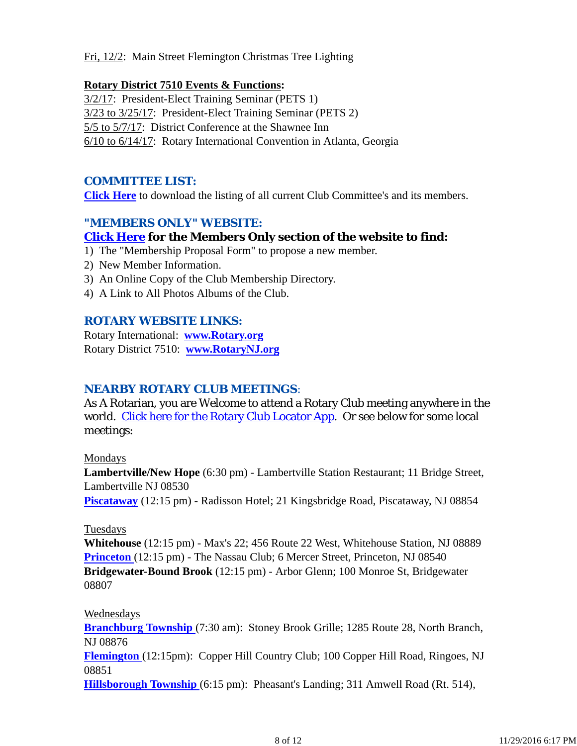Fri, 12/2:  Main Street Flemington Christmas Tree Lighting

**Rotary District 7510 Events & Functions:**
3/2/17:  President-Elect Training Seminar (PETS 1)
3/23 to 3/25/17:  President-Elect Training Seminar (PETS 2)
5/5 to 5/7/17:  District Conference at the Shawnee Inn
6/10 to 6/14/17:  Rotary International Convention in Atlanta, Georgia

## COMMITTEE LIST:

**Click Here** to download the listing of all current Club Committee's and its members.

## "MEMBERS ONLY" WEBSITE:

**Click Here for the Members Only section of the website to find:**

1) The "Membership Proposal Form" to propose a new member.
2) New Member Information.
3) An Online Copy of the Club Membership Directory.
4) A Link to All Photos Albums of the Club.

## ROTARY WEBSITE LINKS:

Rotary International:  **www.Rotary.org**
Rotary District 7510:  **www.RotaryNJ.org**

## NEARBY ROTARY CLUB MEETINGS:

As A Rotarian, you are Welcome to attend a Rotary Club meeting anywhere in the world.  Click here for the Rotary Club Locator App.  Or see below for some local meetings:

Mondays
**Lambertville/New Hope** (6:30 pm) - Lambertville Station Restaurant; 11 Bridge Street, Lambertville NJ 08530
**Piscataway** (12:15 pm) - Radisson Hotel; 21 Kingsbridge Road, Piscataway, NJ 08854

Tuesdays
**Whitehouse** (12:15 pm) - Max's 22; 456 Route 22 West, Whitehouse Station, NJ 08889
**Princeton** (12:15 pm) - The Nassau Club; 6 Mercer Street, Princeton, NJ 08540
**Bridgewater-Bound Brook** (12:15 pm) - Arbor Glenn; 100 Monroe St, Bridgewater 08807

Wednesdays
**Branchburg Township** (7:30 am):  Stoney Brook Grille; 1285 Route 28, North Branch, NJ 08876
**Flemington** (12:15pm):  Copper Hill Country Club; 100 Copper Hill Road, Ringoes, NJ 08851
**Hillsborough Township** (6:15 pm):  Pheasant's Landing; 311 Amwell Road (Rt. 514),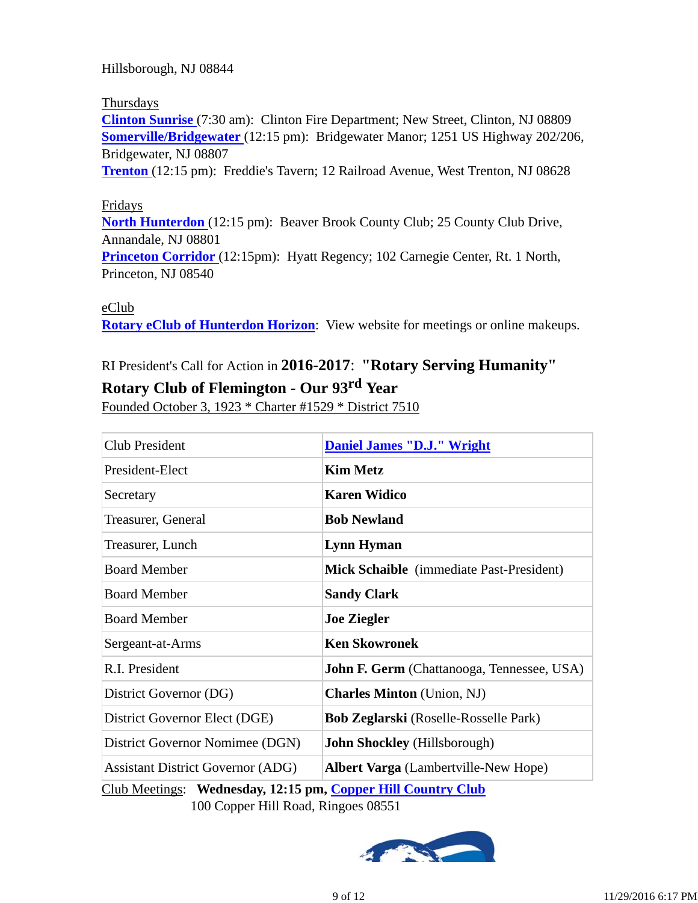Hillsborough, NJ 08844

Thursdays
**Clinton Sunrise** (7:30 am): Clinton Fire Department; New Street, Clinton, NJ 08809
**Somerville/Bridgewater** (12:15 pm): Bridgewater Manor; 1251 US Highway 202/206, Bridgewater, NJ 08807
**Trenton** (12:15 pm): Freddie's Tavern; 12 Railroad Avenue, West Trenton, NJ 08628

Fridays
**North Hunterdon** (12:15 pm): Beaver Brook County Club; 25 County Club Drive, Annandale, NJ 08801
**Princeton Corridor** (12:15pm): Hyatt Regency; 102 Carnegie Center, Rt. 1 North, Princeton, NJ 08540

eClub
**Rotary eClub of Hunterdon Horizon**: View website for meetings or online makeups.

RI President's Call for Action in **2016-2017**: **"Rotary Serving Humanity"**

**Rotary Club of Flemington - Our 93rd Year**

Founded October 3, 1923 * Charter #1529 * District 7510

| Club President | **Daniel James "D.J." Wright** |
|---|---|
| President-Elect | **Kim Metz** |
| Secretary | **Karen Widico** |
| Treasurer, General | **Bob Newland** |
| Treasurer, Lunch | **Lynn Hyman** |
| Board Member | **Mick Schaible** (immediate Past-President) |
| Board Member | **Sandy Clark** |
| Board Member | **Joe Ziegler** |
| Sergeant-at-Arms | **Ken Skowronek** |
| R.I. President | **John F. Germ** (Chattanooga, Tennessee, USA) |
| District Governor (DG) | **Charles Minton** (Union, NJ) |
| District Governor Elect (DGE) | **Bob Zeglarski** (Roselle-Rosselle Park) |
| District Governor Nomimee (DGN) | **John Shockley** (Hillsborough) |
| Assistant District Governor (ADG) | **Albert Varga** (Lambertville-New Hope) |

Club Meetings: **Wednesday, 12:15 pm, Copper Hill Country Club**
100 Copper Hill Road, Ringoes 08551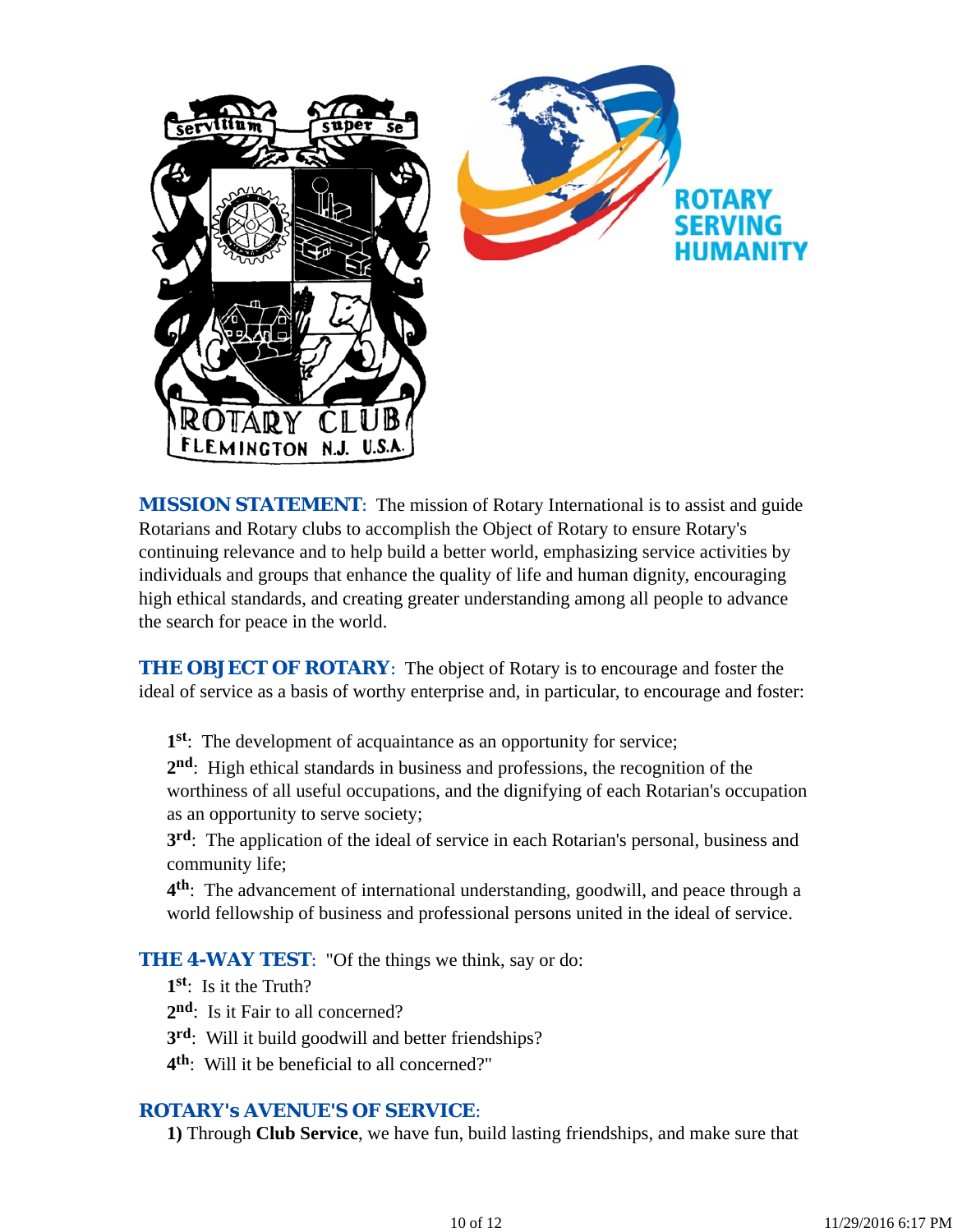**MISSION STATEMENT**: The mission of Rotary International is to assist and guide Rotarians and Rotary clubs to accomplish the Object of Rotary to ensure Rotary's continuing relevance and to help build a better world, emphasizing service activities by individuals and groups that enhance the quality of life and human dignity, encouraging high ethical standards, and creating greater understanding among all people to advance the search for peace in the world.

**THE OBJECT OF ROTARY**: The object of Rotary is to encourage and foster the ideal of service as a basis of worthy enterprise and, in particular, to encourage and foster:

**1st**: The development of acquaintance as an opportunity for service;
**2nd**: High ethical standards in business and professions, the recognition of the worthiness of all useful occupations, and the dignifying of each Rotarian's occupation as an opportunity to serve society;
**3rd**: The application of the ideal of service in each Rotarian's personal, business and community life;
**4th**: The advancement of international understanding, goodwill, and peace through a world fellowship of business and professional persons united in the ideal of service.

**THE 4-WAY TEST**: "Of the things we think, say or do:
**1st**: Is it the Truth?
**2nd**: Is it Fair to all concerned?
**3rd**: Will it build goodwill and better friendships?
**4th**: Will it be beneficial to all concerned?"

**ROTARY's AVENUE'S OF SERVICE**:
**1)** Through **Club Service**, we have fun, build lasting friendships, and make sure that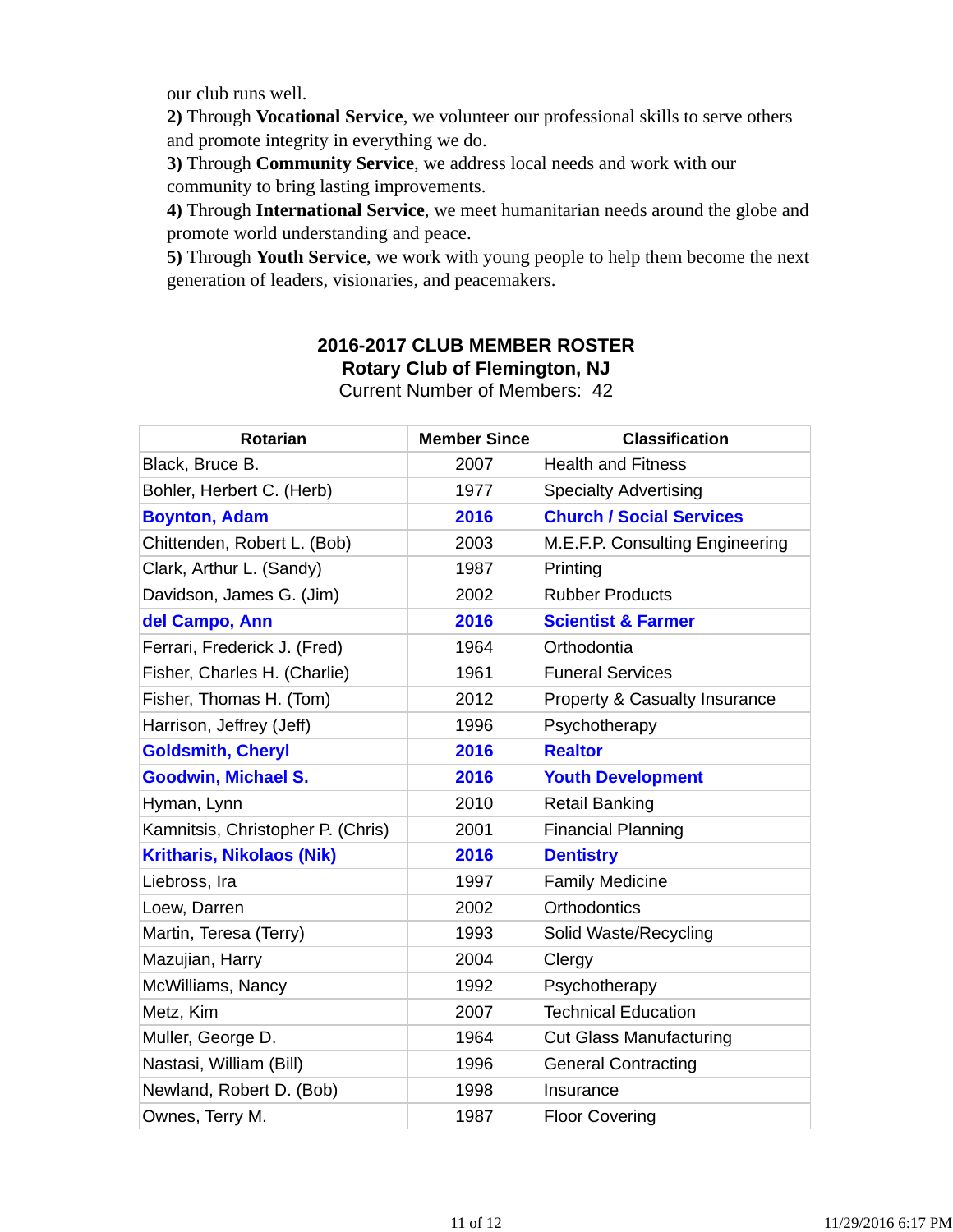our club runs well.

**2)** Through **Vocational Service**, we volunteer our professional skills to serve others and promote integrity in everything we do.

**3)** Through **Community Service**, we address local needs and work with our community to bring lasting improvements.

**4)** Through **International Service**, we meet humanitarian needs around the globe and promote world understanding and peace.

**5)** Through **Youth Service**, we work with young people to help them become the next generation of leaders, visionaries, and peacemakers.

## 2016-2017 CLUB MEMBER ROSTER
## Rotary Club of Flemington, NJ

Current Number of Members: 42

| Rotarian | Member Since | Classification |
|---|---|---|
| Black, Bruce B. | 2007 | Health and Fitness |
| Bohler, Herbert C. (Herb) | 1977 | Specialty Advertising |
| **Boynton, Adam** | **2016** | **Church / Social Services** |
| Chittenden, Robert L. (Bob) | 2003 | M.E.F.P. Consulting Engineering |
| Clark, Arthur L. (Sandy) | 1987 | Printing |
| Davidson, James G. (Jim) | 2002 | Rubber Products |
| **del Campo, Ann** | **2016** | **Scientist & Farmer** |
| Ferrari, Frederick J. (Fred) | 1964 | Orthodontia |
| Fisher, Charles H. (Charlie) | 1961 | Funeral Services |
| Fisher, Thomas H. (Tom) | 2012 | Property & Casualty Insurance |
| Harrison, Jeffrey (Jeff) | 1996 | Psychotherapy |
| **Goldsmith, Cheryl** | **2016** | **Realtor** |
| **Goodwin, Michael S.** | **2016** | **Youth Development** |
| Hyman, Lynn | 2010 | Retail Banking |
| Kamnitsis, Christopher P. (Chris) | 2001 | Financial Planning |
| **Kritharis, Nikolaos (Nik)** | **2016** | **Dentistry** |
| Liebross, Ira | 1997 | Family Medicine |
| Loew, Darren | 2002 | Orthodontics |
| Martin, Teresa (Terry) | 1993 | Solid Waste/Recycling |
| Mazujian, Harry | 2004 | Clergy |
| McWilliams, Nancy | 1992 | Psychotherapy |
| Metz, Kim | 2007 | Technical Education |
| Muller, George D. | 1964 | Cut Glass Manufacturing |
| Nastasi, William (Bill) | 1996 | General Contracting |
| Newland, Robert D. (Bob) | 1998 | Insurance |
| Ownes, Terry M. | 1987 | Floor Covering |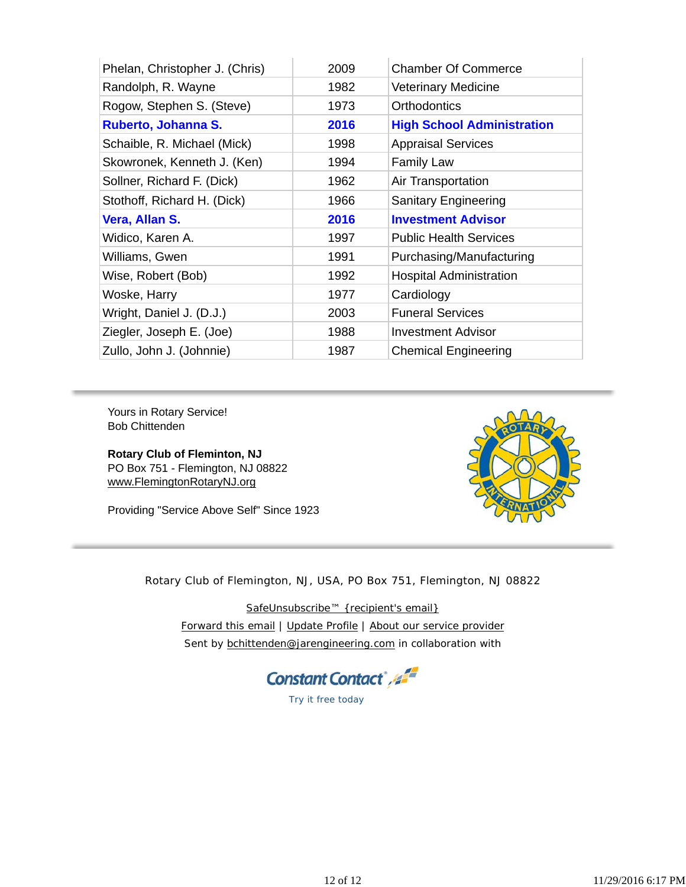| | | |
|---|---|---|
| Phelan, Christopher J. (Chris) | 2009 | Chamber Of Commerce |
| Randolph, R. Wayne | 1982 | Veterinary Medicine |
| Rogow, Stephen S. (Steve) | 1973 | Orthodontics |
| **Ruberto, Johanna S.** | **2016** | **High School Administration** |
| Schaible, R. Michael (Mick) | 1998 | Appraisal Services |
| Skowronek, Kenneth J. (Ken) | 1994 | Family Law |
| Sollner, Richard F. (Dick) | 1962 | Air Transportation |
| Stothoff, Richard H. (Dick) | 1966 | Sanitary Engineering |
| **Vera, Allan S.** | **2016** | **Investment Advisor** |
| Widico, Karen A. | 1997 | Public Health Services |
| Williams, Gwen | 1991 | Purchasing/Manufacturing |
| Wise, Robert (Bob) | 1992 | Hospital Administration |
| Woske, Harry | 1977 | Cardiology |
| Wright, Daniel J. (D.J.) | 2003 | Funeral Services |
| Ziegler, Joseph E. (Joe) | 1988 | Investment Advisor |
| Zullo, John J. (Johnnie) | 1987 | Chemical Engineering |

Yours in Rotary Service!
Bob Chittenden

**Rotary Club of Fleminton, NJ**
PO Box 751 - Flemington, NJ 08822
www.FlemingtonRotaryNJ.org

Providing "Service Above Self" Since 1923

Rotary Club of Flemington, NJ, USA, PO Box 751, Flemington, NJ 08822

SafeUnsubscribe™ {recipient's email}

Forward this email | Update Profile | About our service provider

Sent by bchittenden@jarengineering.com in collaboration with

Constant Contact

Try it free today